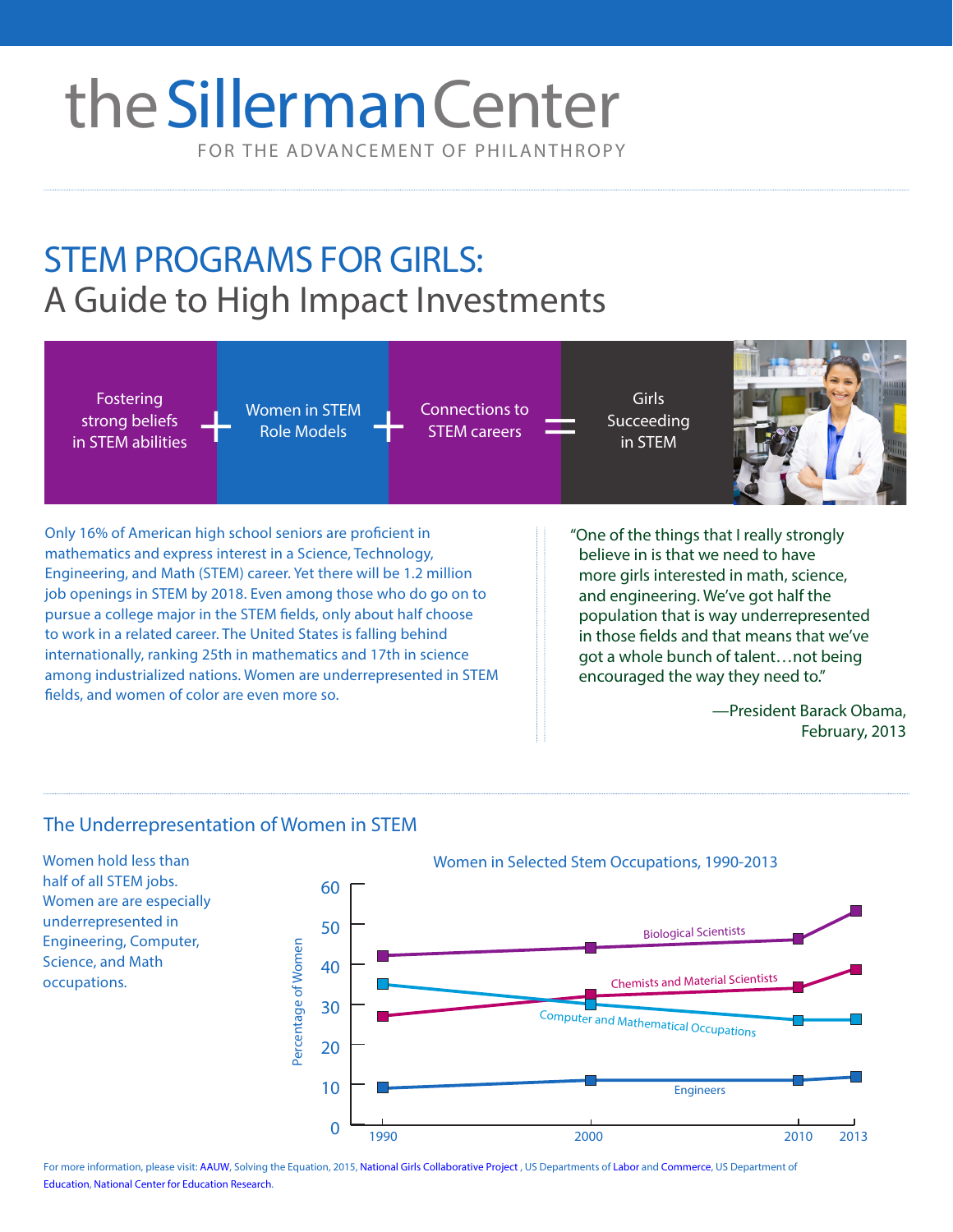# the Sillerman Center

FOR THE ADVANCEMENT OF PHILANTHROPY

## STEM PROGRAMS FOR GIRLS:
## A Guide to High Impact Investments

Fostering strong beliefs in STEM abilities + Women in STEM Role Models + Connections to STEM careers = Girls Succeeding in STEM

Only 16% of American high school seniors are proficient in mathematics and express interest in a Science, Technology, Engineering, and Math (STEM) career. Yet there will be 1.2 million job openings in STEM by 2018. Even among those who do go on to pursue a college major in the STEM fields, only about half choose to work in a related career. The United States is falling behind internationally, ranking 25th in mathematics and 17th in science among industrialized nations. Women are underrepresented in STEM fields, and women of color are even more so.

"One of the things that I really strongly believe in is that we need to have more girls interested in math, science, and engineering. We've got half the population that is way underrepresented in those fields and that means that we've got a whole bunch of talent…not being encouraged the way they need to."

—President Barack Obama, February, 2013

### The Underrepresentation of Women in STEM

Women hold less than half of all STEM jobs. Women are are especially underrepresented in Engineering, Computer, Science, and Math occupations.

**Women in Selected Stem Occupations, 1990-2013**

Percentage of Women

| Occupation | 1990 | 2000 | 2010 | 2013 |
|---|---|---|---|---|
| Biological Scientists | 42 | 44 | 46 | 53 |
| Chemists and Material Scientists | 27 | 32 | 34 | 39 |
| Computer and Mathematical Occupations | 35 | 30 | 26 | 26 |
| Engineers | 9 | 11 | 11 | 12 |

For more information, please visit: AAUW, Solving the Equation, 2015, National Girls Collaborative Project , US Departments of Labor and Commerce, US Department of Education, National Center for Education Research.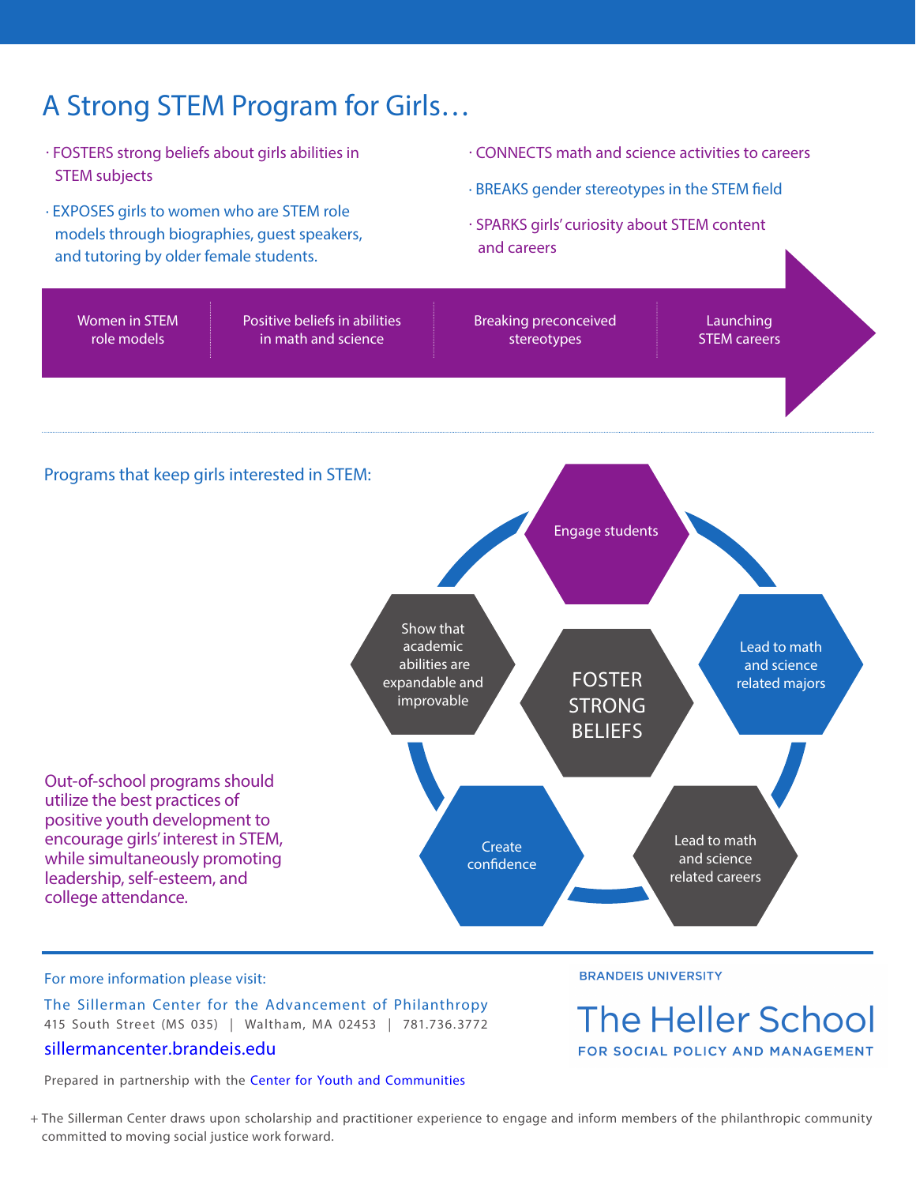# A Strong STEM Program for Girls…

- FOSTERS strong beliefs about girls abilities in STEM subjects
- EXPOSES girls to women who are STEM role models through biographies, guest speakers, and tutoring by older female students.
- CONNECTS math and science activities to careers
- BREAKS gender stereotypes in the STEM field
- SPARKS girls' curiosity about STEM content and careers

Women in STEM role models

Positive beliefs in abilities in math and science

Breaking preconceived stereotypes

Launching STEM careers

## Programs that keep girls interested in STEM:

Engage students

Lead to math and science related majors

Lead to math and science related careers

Create confidence

Show that academic abilities are expandable and improvable

FOSTER STRONG BELIEFS

Out-of-school programs should utilize the best practices of positive youth development to encourage girls' interest in STEM, while simultaneously promoting leadership, self-esteem, and college attendance.

For more information please visit:

The Sillerman Center for the Advancement of Philanthropy
415 South Street (MS 035) | Waltham, MA 02453 | 781.736.3772
sillermancenter.brandeis.edu

Prepared in partnership with the Center for Youth and Communities

BRANDEIS UNIVERSITY
The Heller School
FOR SOCIAL POLICY AND MANAGEMENT

+ The Sillerman Center draws upon scholarship and practitioner experience to engage and inform members of the philanthropic community committed to moving social justice work forward.